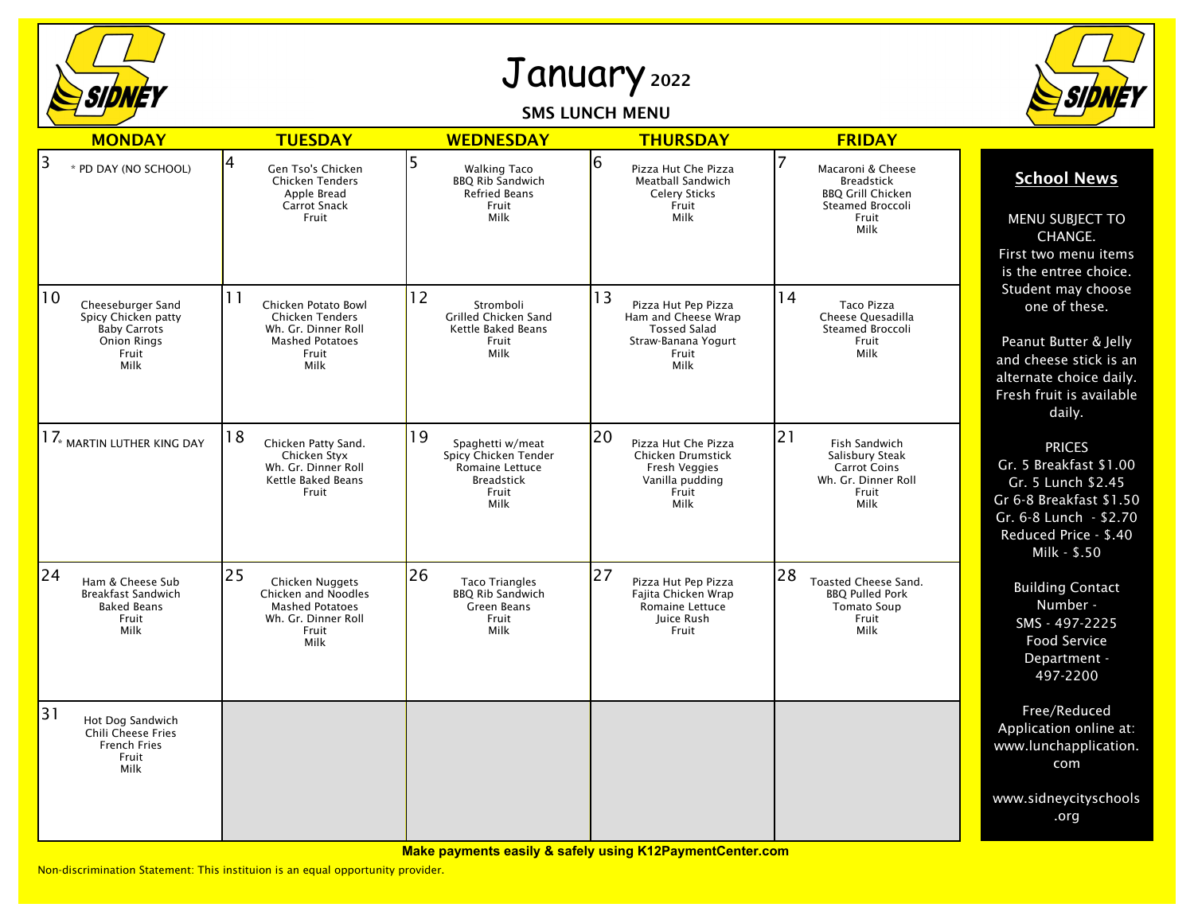# January 2022

## SMS LUNCH MENU

| MONDAY | TUESDAY | WEDNESDAY | THURSDAY | FRIDAY |
|---|---|---|---|---|
| 3<br>* PD DAY (NO SCHOOL) | 4<br>Gen Tso's Chicken<br>Chicken Tenders<br>Apple Bread<br>Carrot Snack<br>Fruit | 5<br>Walking Taco<br>BBQ Rib Sandwich<br>Refried Beans<br>Fruit<br>Milk | 6<br>Pizza Hut Che Pizza<br>Meatball Sandwich<br>Celery Sticks<br>Fruit<br>Milk | 7<br>Macaroni & Cheese<br>Breadstick<br>BBQ Grill Chicken<br>Steamed Broccoli<br>Fruit<br>Milk |
| 10<br>Cheeseburger Sand<br>Spicy Chicken patty<br>Baby Carrots<br>Onion Rings<br>Fruit<br>Milk | 11<br>Chicken Potato Bowl<br>Chicken Tenders<br>Wh. Gr. Dinner Roll<br>Mashed Potatoes<br>Fruit<br>Milk | 12<br>Stromboli<br>Grilled Chicken Sand<br>Kettle Baked Beans<br>Fruit<br>Milk | 13<br>Pizza Hut Pep Pizza<br>Ham and Cheese Wrap<br>Tossed Salad<br>Straw-Banana Yogurt<br>Fruit<br>Milk | 14<br>Taco Pizza<br>Cheese Quesadilla<br>Steamed Broccoli<br>Fruit<br>Milk |
| 17<br>* MARTIN LUTHER KING DAY | 18<br>Chicken Patty Sand.<br>Chicken Styx<br>Wh. Gr. Dinner Roll<br>Kettle Baked Beans<br>Fruit | 19<br>Spaghetti w/meat<br>Spicy Chicken Tender<br>Romaine Lettuce<br>Breadstick<br>Fruit<br>Milk | 20<br>Pizza Hut Che Pizza<br>Chicken Drumstick<br>Fresh Veggies<br>Vanilla pudding<br>Fruit<br>Milk | 21<br>Fish Sandwich<br>Salisbury Steak<br>Carrot Coins<br>Wh. Gr. Dinner Roll<br>Fruit<br>Milk |
| 24<br>Ham & Cheese Sub<br>Breakfast Sandwich<br>Baked Beans<br>Fruit<br>Milk | 25<br>Chicken Nuggets<br>Chicken and Noodles<br>Mashed Potatoes<br>Wh. Gr. Dinner Roll<br>Fruit<br>Milk | 26<br>Taco Triangles<br>BBQ Rib Sandwich<br>Green Beans<br>Fruit<br>Milk | 27<br>Pizza Hut Pep Pizza<br>Fajita Chicken Wrap<br>Romaine Lettuce<br>Juice Rush<br>Fruit | 28<br>Toasted Cheese Sand.<br>BBQ Pulled Pork<br>Tomato Soup<br>Fruit<br>Milk |
| 31<br>Hot Dog Sandwich<br>Chili Cheese Fries<br>French Fries<br>Fruit<br>Milk | | | | |

### School News

MENU SUBJECT TO CHANGE.
First two menu items is the entree choice. Student may choose one of these.

Peanut Butter & Jelly and cheese stick is an alternate choice daily. Fresh fruit is available daily.

PRICES
Gr. 5 Breakfast $1.00
Gr. 5 Lunch $2.45
Gr 6-8 Breakfast $1.50
Gr. 6-8 Lunch - $2.70
Reduced Price - $.40
Milk - $.50

Building Contact Number -
SMS - 497-2225
Food Service Department - 497-2200

Free/Reduced Application online at: www.lunchapplication.com

www.sidneycityschools.org

**Make payments easily & safely using K12PaymentCenter.com**

Non-discrimination Statement: This instituion is an equal opportunity provider.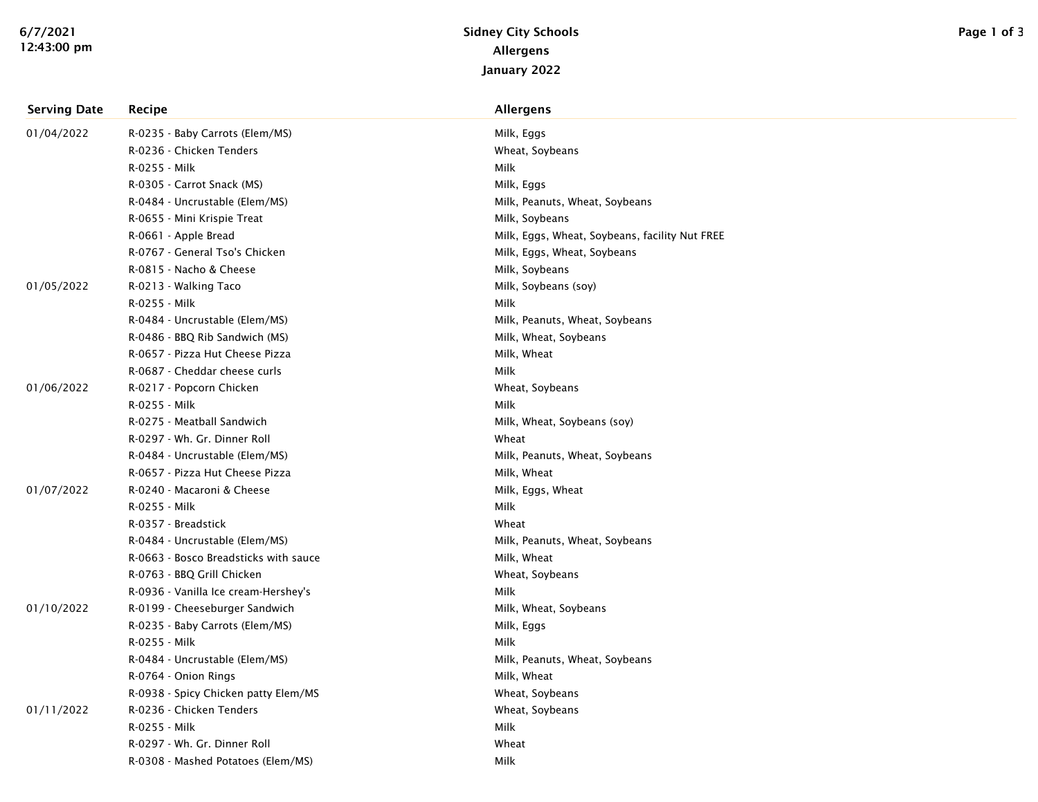# Sidney City Schools
## Allergens
### January 2022

| Serving Date | Recipe | Allergens |
|---|---|---|
| 01/04/2022 | R-0235 - Baby Carrots (Elem/MS) | Milk, Eggs |
| | R-0236 - Chicken Tenders | Wheat, Soybeans |
| | R-0255 - Milk | Milk |
| | R-0305 - Carrot Snack (MS) | Milk, Eggs |
| | R-0484 - Uncrustable (Elem/MS) | Milk, Peanuts, Wheat, Soybeans |
| | R-0655 - Mini Krispie Treat | Milk, Soybeans |
| | R-0661 - Apple Bread | Milk, Eggs, Wheat, Soybeans, facility Nut FREE |
| | R-0767 - General Tso's Chicken | Milk, Eggs, Wheat, Soybeans |
| | R-0815 - Nacho & Cheese | Milk, Soybeans |
| 01/05/2022 | R-0213 - Walking Taco | Milk, Soybeans (soy) |
| | R-0255 - Milk | Milk |
| | R-0484 - Uncrustable (Elem/MS) | Milk, Peanuts, Wheat, Soybeans |
| | R-0486 - BBQ Rib Sandwich (MS) | Milk, Wheat, Soybeans |
| | R-0657 - Pizza Hut Cheese Pizza | Milk, Wheat |
| | R-0687 - Cheddar cheese curls | Milk |
| 01/06/2022 | R-0217 - Popcorn Chicken | Wheat, Soybeans |
| | R-0255 - Milk | Milk |
| | R-0275 - Meatball Sandwich | Milk, Wheat, Soybeans (soy) |
| | R-0297 - Wh. Gr. Dinner Roll | Wheat |
| | R-0484 - Uncrustable (Elem/MS) | Milk, Peanuts, Wheat, Soybeans |
| | R-0657 - Pizza Hut Cheese Pizza | Milk, Wheat |
| 01/07/2022 | R-0240 - Macaroni & Cheese | Milk, Eggs, Wheat |
| | R-0255 - Milk | Milk |
| | R-0357 - Breadstick | Wheat |
| | R-0484 - Uncrustable (Elem/MS) | Milk, Peanuts, Wheat, Soybeans |
| | R-0663 - Bosco Breadsticks with sauce | Milk, Wheat |
| | R-0763 - BBQ Grill Chicken | Wheat, Soybeans |
| | R-0936 - Vanilla Ice cream-Hershey's | Milk |
| 01/10/2022 | R-0199 - Cheeseburger Sandwich | Milk, Wheat, Soybeans |
| | R-0235 - Baby Carrots (Elem/MS) | Milk, Eggs |
| | R-0255 - Milk | Milk |
| | R-0484 - Uncrustable (Elem/MS) | Milk, Peanuts, Wheat, Soybeans |
| | R-0764 - Onion Rings | Milk, Wheat |
| | R-0938 - Spicy Chicken patty Elem/MS | Wheat, Soybeans |
| 01/11/2022 | R-0236 - Chicken Tenders | Wheat, Soybeans |
| | R-0255 - Milk | Milk |
| | R-0297 - Wh. Gr. Dinner Roll | Wheat |
| | R-0308 - Mashed Potatoes (Elem/MS) | Milk |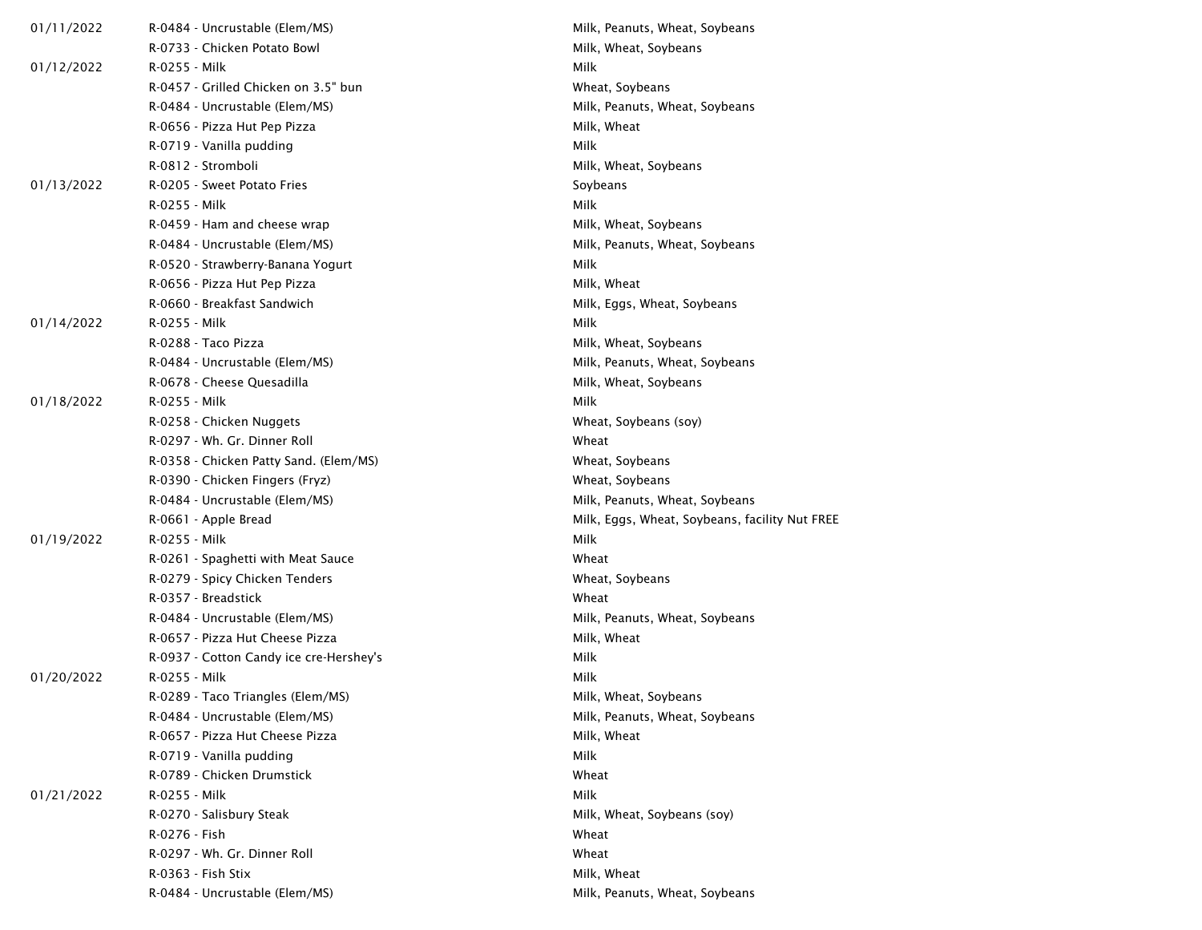| | | |
|---|---|---|
| 01/11/2022 | R-0484 - Uncrustable (Elem/MS) | Milk, Peanuts, Wheat, Soybeans |
| | R-0733 - Chicken Potato Bowl | Milk, Wheat, Soybeans |
| 01/12/2022 | R-0255 - Milk | Milk |
| | R-0457 - Grilled Chicken on 3.5" bun | Wheat, Soybeans |
| | R-0484 - Uncrustable (Elem/MS) | Milk, Peanuts, Wheat, Soybeans |
| | R-0656 - Pizza Hut Pep Pizza | Milk, Wheat |
| | R-0719 - Vanilla pudding | Milk |
| | R-0812 - Stromboli | Milk, Wheat, Soybeans |
| 01/13/2022 | R-0205 - Sweet Potato Fries | Soybeans |
| | R-0255 - Milk | Milk |
| | R-0459 - Ham and cheese wrap | Milk, Wheat, Soybeans |
| | R-0484 - Uncrustable (Elem/MS) | Milk, Peanuts, Wheat, Soybeans |
| | R-0520 - Strawberry-Banana Yogurt | Milk |
| | R-0656 - Pizza Hut Pep Pizza | Milk, Wheat |
| | R-0660 - Breakfast Sandwich | Milk, Eggs, Wheat, Soybeans |
| 01/14/2022 | R-0255 - Milk | Milk |
| | R-0288 - Taco Pizza | Milk, Wheat, Soybeans |
| | R-0484 - Uncrustable (Elem/MS) | Milk, Peanuts, Wheat, Soybeans |
| | R-0678 - Cheese Quesadilla | Milk, Wheat, Soybeans |
| 01/18/2022 | R-0255 - Milk | Milk |
| | R-0258 - Chicken Nuggets | Wheat, Soybeans (soy) |
| | R-0297 - Wh. Gr. Dinner Roll | Wheat |
| | R-0358 - Chicken Patty Sand. (Elem/MS) | Wheat, Soybeans |
| | R-0390 - Chicken Fingers (Fryz) | Wheat, Soybeans |
| | R-0484 - Uncrustable (Elem/MS) | Milk, Peanuts, Wheat, Soybeans |
| | R-0661 - Apple Bread | Milk, Eggs, Wheat, Soybeans, facility Nut FREE |
| 01/19/2022 | R-0255 - Milk | Milk |
| | R-0261 - Spaghetti with Meat Sauce | Wheat |
| | R-0279 - Spicy Chicken Tenders | Wheat, Soybeans |
| | R-0357 - Breadstick | Wheat |
| | R-0484 - Uncrustable (Elem/MS) | Milk, Peanuts, Wheat, Soybeans |
| | R-0657 - Pizza Hut Cheese Pizza | Milk, Wheat |
| | R-0937 - Cotton Candy ice cre-Hershey's | Milk |
| 01/20/2022 | R-0255 - Milk | Milk |
| | R-0289 - Taco Triangles (Elem/MS) | Milk, Wheat, Soybeans |
| | R-0484 - Uncrustable (Elem/MS) | Milk, Peanuts, Wheat, Soybeans |
| | R-0657 - Pizza Hut Cheese Pizza | Milk, Wheat |
| | R-0719 - Vanilla pudding | Milk |
| | R-0789 - Chicken Drumstick | Wheat |
| 01/21/2022 | R-0255 - Milk | Milk |
| | R-0270 - Salisbury Steak | Milk, Wheat, Soybeans (soy) |
| | R-0276 - Fish | Wheat |
| | R-0297 - Wh. Gr. Dinner Roll | Wheat |
| | R-0363 - Fish Stix | Milk, Wheat |
| | R-0484 - Uncrustable (Elem/MS) | Milk, Peanuts, Wheat, Soybeans |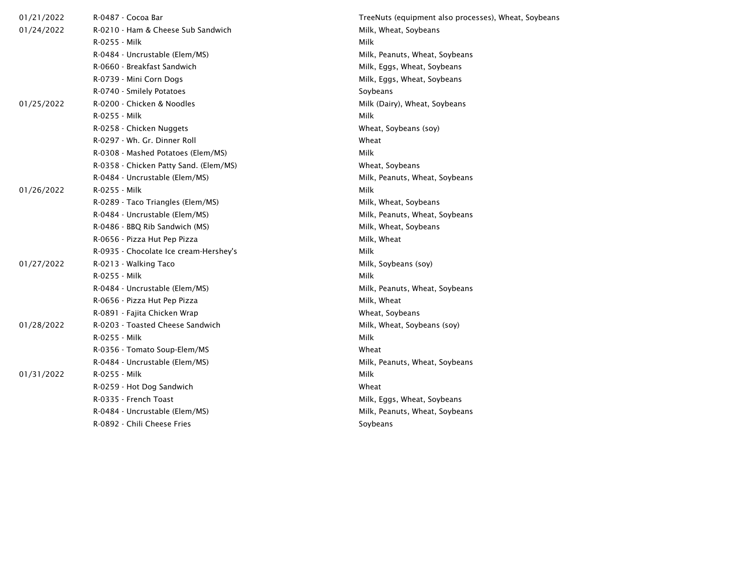| | | |
|---|---|---|
| 01/21/2022 | R-0487 - Cocoa Bar | TreeNuts (equipment also processes), Wheat, Soybeans |
| 01/24/2022 | R-0210 - Ham & Cheese Sub Sandwich | Milk, Wheat, Soybeans |
| | R-0255 - Milk | Milk |
| | R-0484 - Uncrustable (Elem/MS) | Milk, Peanuts, Wheat, Soybeans |
| | R-0660 - Breakfast Sandwich | Milk, Eggs, Wheat, Soybeans |
| | R-0739 - Mini Corn Dogs | Milk, Eggs, Wheat, Soybeans |
| | R-0740 - Smilely Potatoes | Soybeans |
| 01/25/2022 | R-0200 - Chicken & Noodles | Milk (Dairy), Wheat, Soybeans |
| | R-0255 - Milk | Milk |
| | R-0258 - Chicken Nuggets | Wheat, Soybeans (soy) |
| | R-0297 - Wh. Gr. Dinner Roll | Wheat |
| | R-0308 - Mashed Potatoes (Elem/MS) | Milk |
| | R-0358 - Chicken Patty Sand. (Elem/MS) | Wheat, Soybeans |
| | R-0484 - Uncrustable (Elem/MS) | Milk, Peanuts, Wheat, Soybeans |
| 01/26/2022 | R-0255 - Milk | Milk |
| | R-0289 - Taco Triangles (Elem/MS) | Milk, Wheat, Soybeans |
| | R-0484 - Uncrustable (Elem/MS) | Milk, Peanuts, Wheat, Soybeans |
| | R-0486 - BBQ Rib Sandwich (MS) | Milk, Wheat, Soybeans |
| | R-0656 - Pizza Hut Pep Pizza | Milk, Wheat |
| | R-0935 - Chocolate Ice cream-Hershey's | Milk |
| 01/27/2022 | R-0213 - Walking Taco | Milk, Soybeans (soy) |
| | R-0255 - Milk | Milk |
| | R-0484 - Uncrustable (Elem/MS) | Milk, Peanuts, Wheat, Soybeans |
| | R-0656 - Pizza Hut Pep Pizza | Milk, Wheat |
| | R-0891 - Fajita Chicken Wrap | Wheat, Soybeans |
| 01/28/2022 | R-0203 - Toasted Cheese Sandwich | Milk, Wheat, Soybeans (soy) |
| | R-0255 - Milk | Milk |
| | R-0356 - Tomato Soup-Elem/MS | Wheat |
| | R-0484 - Uncrustable (Elem/MS) | Milk, Peanuts, Wheat, Soybeans |
| 01/31/2022 | R-0255 - Milk | Milk |
| | R-0259 - Hot Dog Sandwich | Wheat |
| | R-0335 - French Toast | Milk, Eggs, Wheat, Soybeans |
| | R-0484 - Uncrustable (Elem/MS) | Milk, Peanuts, Wheat, Soybeans |
| | R-0892 - Chili Cheese Fries | Soybeans |